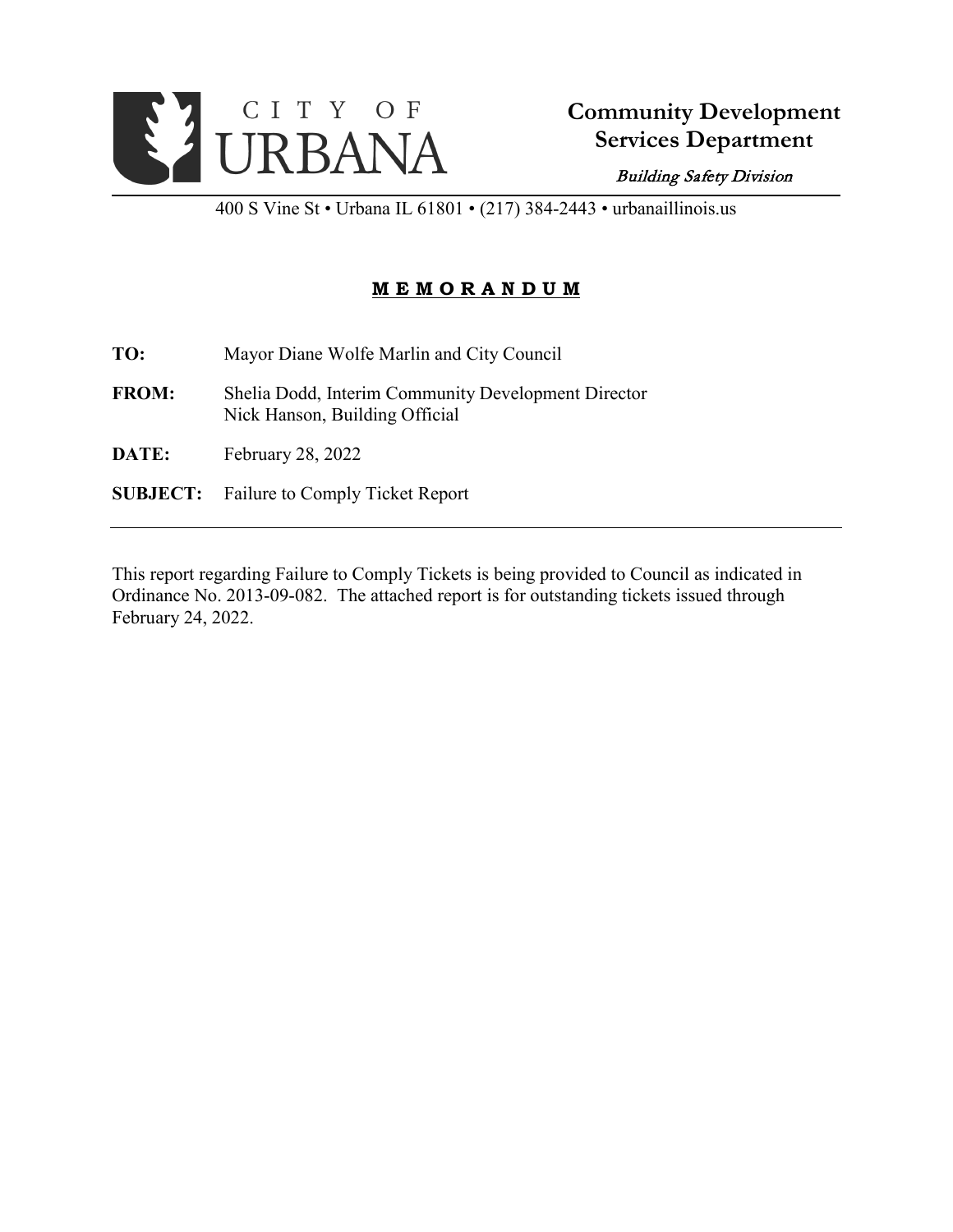CITY OF URBANA

**Community Development Services Department**

*Building Safety Division*

400 S Vine St • Urbana IL 61801 • (217) 384-2443 • urbanaillinois.us

# **M E M O R A N D U M**

**TO:** Mayor Diane Wolfe Marlin and City Council

**FROM:** Shelia Dodd, Interim Community Development Director
Nick Hanson, Building Official

**DATE:** February 28, 2022

**SUBJECT:** Failure to Comply Ticket Report

---

This report regarding Failure to Comply Tickets is being provided to Council as indicated in Ordinance No. 2013-09-082. The attached report is for outstanding tickets issued through February 24, 2022.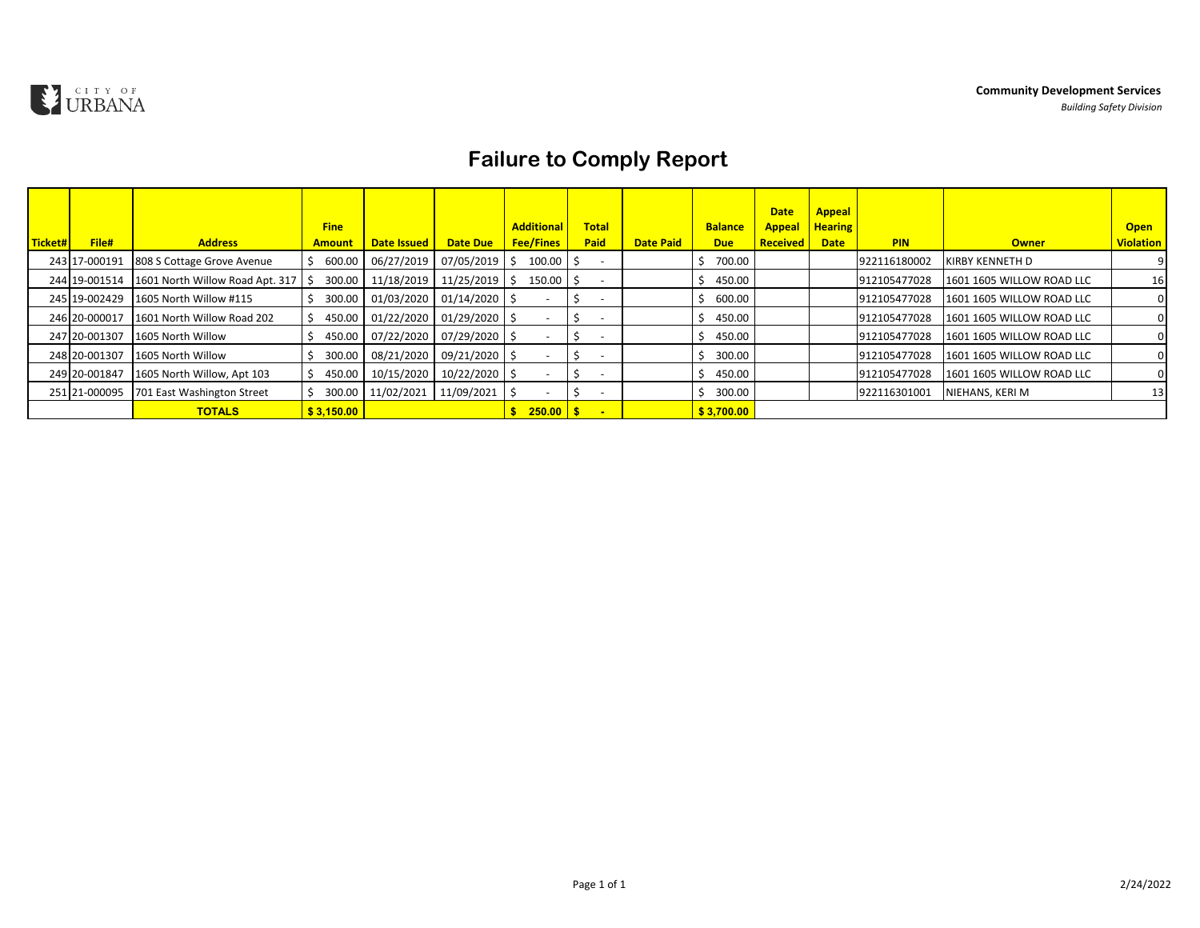CITY OF URBANA

**Community Development Services**
*Building Safety Division*

# Failure to Comply Report

| Ticket# | File# | Address | Fine Amount | Date Issued | Date Due | Additional Fee/Fines | Total Paid | Date Paid | Balance Due | Date Appeal Received | Appeal Hearing Date | PIN | Owner | Open Violation |
|---|---|---|---|---|---|---|---|---|---|---|---|---|---|---|
| 243 | 17-000191 | 808 S Cottage Grove Avenue | $ 600.00 | 06/27/2019 | 07/05/2019 | $ 100.00 | $ - | | $ 700.00 | | | 922116180002 | KIRBY KENNETH D | 9 |
| 244 | 19-001514 | 1601 North Willow Road Apt. 317 | $ 300.00 | 11/18/2019 | 11/25/2019 | $ 150.00 | $ - | | $ 450.00 | | | 912105477028 | 1601 1605 WILLOW ROAD LLC | 16 |
| 245 | 19-002429 | 1605 North Willow #115 | $ 300.00 | 01/03/2020 | 01/14/2020 | $ - | $ - | | $ 600.00 | | | 912105477028 | 1601 1605 WILLOW ROAD LLC | 0 |
| 246 | 20-000017 | 1601 North Willow Road 202 | $ 450.00 | 01/22/2020 | 01/29/2020 | $ - | $ - | | $ 450.00 | | | 912105477028 | 1601 1605 WILLOW ROAD LLC | 0 |
| 247 | 20-001307 | 1605 North Willow | $ 450.00 | 07/22/2020 | 07/29/2020 | $ - | $ - | | $ 450.00 | | | 912105477028 | 1601 1605 WILLOW ROAD LLC | 0 |
| 248 | 20-001307 | 1605 North Willow | $ 300.00 | 08/21/2020 | 09/21/2020 | $ - | $ - | | $ 300.00 | | | 912105477028 | 1601 1605 WILLOW ROAD LLC | 0 |
| 249 | 20-001847 | 1605 North Willow, Apt 103 | $ 450.00 | 10/15/2020 | 10/22/2020 | $ - | $ - | | $ 450.00 | | | 912105477028 | 1601 1605 WILLOW ROAD LLC | 0 |
| 251 | 21-000095 | 701 East Washington Street | $ 300.00 | 11/02/2021 | 11/09/2021 | $ - | $ - | | $ 300.00 | | | 922116301001 | NIEHANS, KERI M | 13 |
| | | **TOTALS** | **$ 3,150.00** | | | **$ 250.00** | **$ -** | | **$ 3,700.00** | | | | | |

2/24/2022